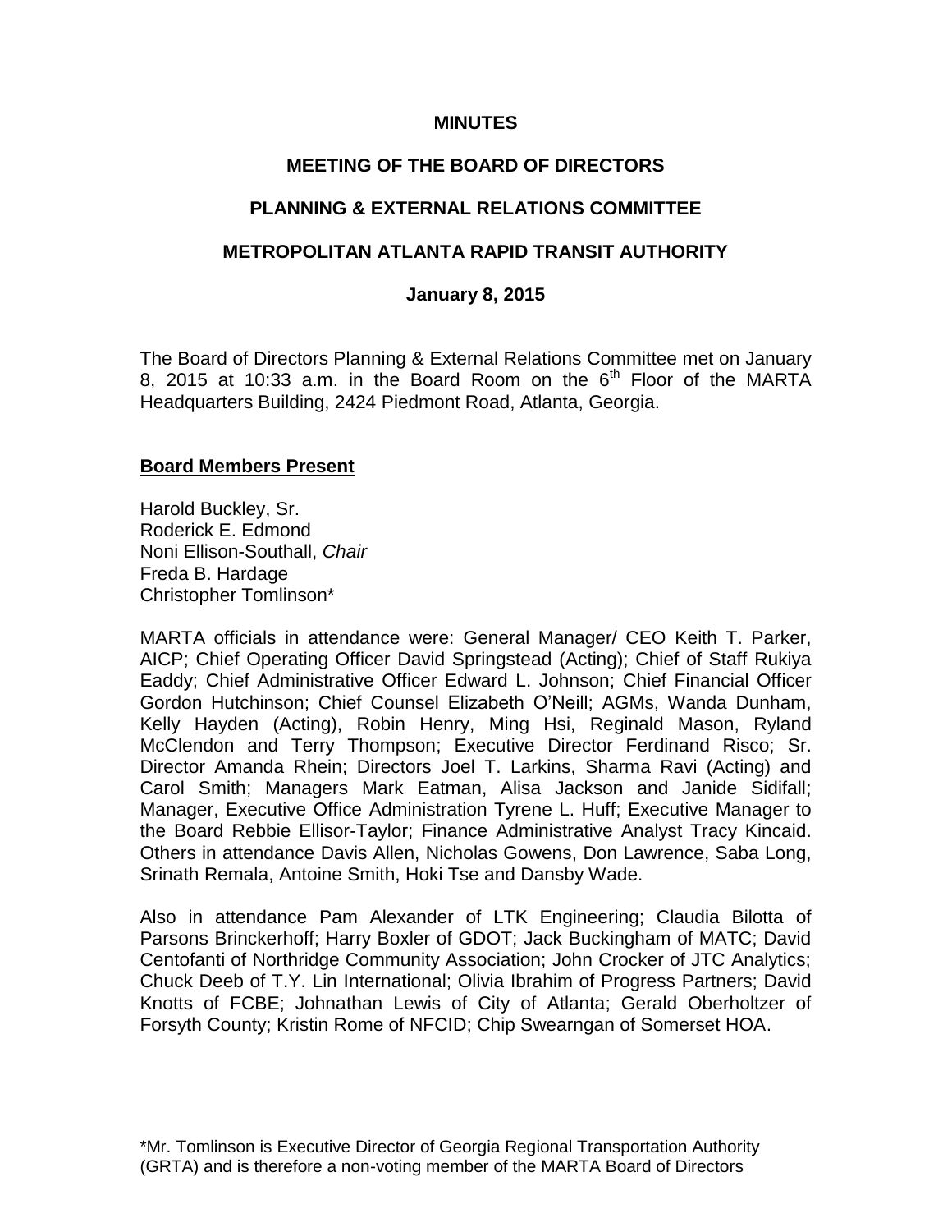**MINUTES**

**MEETING OF THE BOARD OF DIRECTORS**

**PLANNING & EXTERNAL RELATIONS COMMITTEE**

**METROPOLITAN ATLANTA RAPID TRANSIT AUTHORITY**

**January 8, 2015**

The Board of Directors Planning & External Relations Committee met on January 8, 2015 at 10:33 a.m. in the Board Room on the 6th Floor of the MARTA Headquarters Building, 2424 Piedmont Road, Atlanta, Georgia.

**Board Members Present**

Harold Buckley, Sr.
Roderick E. Edmond
Noni Ellison-Southall, *Chair*
Freda B. Hardage
Christopher Tomlinson*

MARTA officials in attendance were: General Manager/ CEO Keith T. Parker, AICP; Chief Operating Officer David Springstead (Acting); Chief of Staff Rukiya Eaddy; Chief Administrative Officer Edward L. Johnson; Chief Financial Officer Gordon Hutchinson; Chief Counsel Elizabeth O'Neill; AGMs, Wanda Dunham, Kelly Hayden (Acting), Robin Henry, Ming Hsi, Reginald Mason, Ryland McClendon and Terry Thompson; Executive Director Ferdinand Risco; Sr. Director Amanda Rhein; Directors Joel T. Larkins, Sharma Ravi (Acting) and Carol Smith; Managers Mark Eatman, Alisa Jackson and Janide Sidifall; Manager, Executive Office Administration Tyrene L. Huff; Executive Manager to the Board Rebbie Ellisor-Taylor; Finance Administrative Analyst Tracy Kincaid. Others in attendance Davis Allen, Nicholas Gowens, Don Lawrence, Saba Long, Srinath Remala, Antoine Smith, Hoki Tse and Dansby Wade.

Also in attendance Pam Alexander of LTK Engineering; Claudia Bilotta of Parsons Brinckerhoff; Harry Boxler of GDOT; Jack Buckingham of MATC; David Centofanti of Northridge Community Association; John Crocker of JTC Analytics; Chuck Deeb of T.Y. Lin International; Olivia Ibrahim of Progress Partners; David Knotts of FCBE; Johnathan Lewis of City of Atlanta; Gerald Oberholtzer of Forsyth County; Kristin Rome of NFCID; Chip Swearngan of Somerset HOA.

*Mr. Tomlinson is Executive Director of Georgia Regional Transportation Authority (GRTA) and is therefore a non-voting member of the MARTA Board of Directors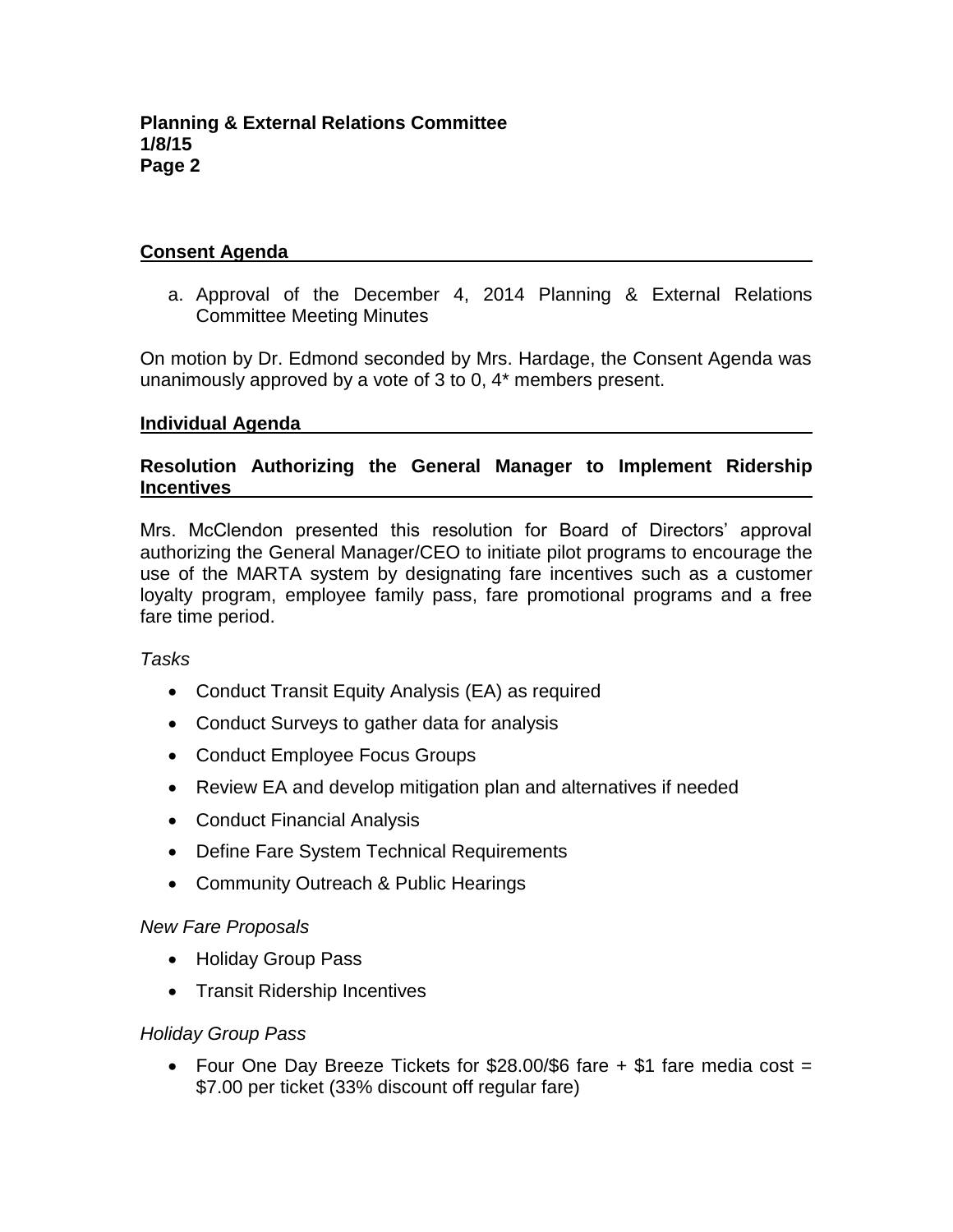## Consent Agenda

a. Approval of the December 4, 2014 Planning & External Relations Committee Meeting Minutes

On motion by Dr. Edmond seconded by Mrs. Hardage, the Consent Agenda was unanimously approved by a vote of 3 to 0, 4* members present.

## Individual Agenda

### Resolution Authorizing the General Manager to Implement Ridership Incentives

Mrs. McClendon presented this resolution for Board of Directors' approval authorizing the General Manager/CEO to initiate pilot programs to encourage the use of the MARTA system by designating fare incentives such as a customer loyalty program, employee family pass, fare promotional programs and a free fare time period.

*Tasks*

- Conduct Transit Equity Analysis (EA) as required
- Conduct Surveys to gather data for analysis
- Conduct Employee Focus Groups
- Review EA and develop mitigation plan and alternatives if needed
- Conduct Financial Analysis
- Define Fare System Technical Requirements
- Community Outreach & Public Hearings

*New Fare Proposals*

- Holiday Group Pass
- Transit Ridership Incentives

*Holiday Group Pass*

- Four One Day Breeze Tickets for $28.00/$6 fare + $1 fare media cost = $7.00 per ticket (33% discount off regular fare)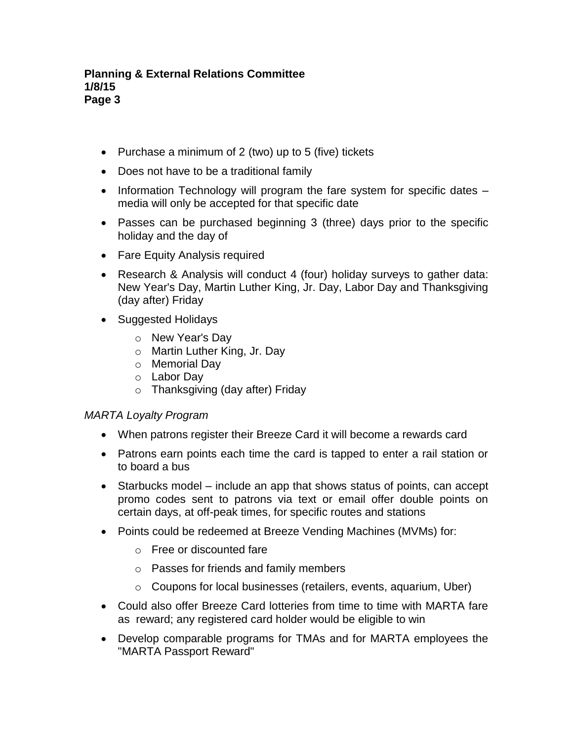- Purchase a minimum of 2 (two) up to 5 (five) tickets
- Does not have to be a traditional family
- Information Technology will program the fare system for specific dates – media will only be accepted for that specific date
- Passes can be purchased beginning 3 (three) days prior to the specific holiday and the day of
- Fare Equity Analysis required
- Research & Analysis will conduct 4 (four) holiday surveys to gather data: New Year's Day, Martin Luther King, Jr. Day, Labor Day and Thanksgiving (day after) Friday
- Suggested Holidays
  - New Year's Day
  - Martin Luther King, Jr. Day
  - Memorial Day
  - Labor Day
  - Thanksgiving (day after) Friday

*MARTA Loyalty Program*

- When patrons register their Breeze Card it will become a rewards card
- Patrons earn points each time the card is tapped to enter a rail station or to board a bus
- Starbucks model – include an app that shows status of points, can accept promo codes sent to patrons via text or email offer double points on certain days, at off-peak times, for specific routes and stations
- Points could be redeemed at Breeze Vending Machines (MVMs) for:
  - Free or discounted fare
  - Passes for friends and family members
  - Coupons for local businesses (retailers, events, aquarium, Uber)
- Could also offer Breeze Card lotteries from time to time with MARTA fare as reward; any registered card holder would be eligible to win
- Develop comparable programs for TMAs and for MARTA employees the "MARTA Passport Reward"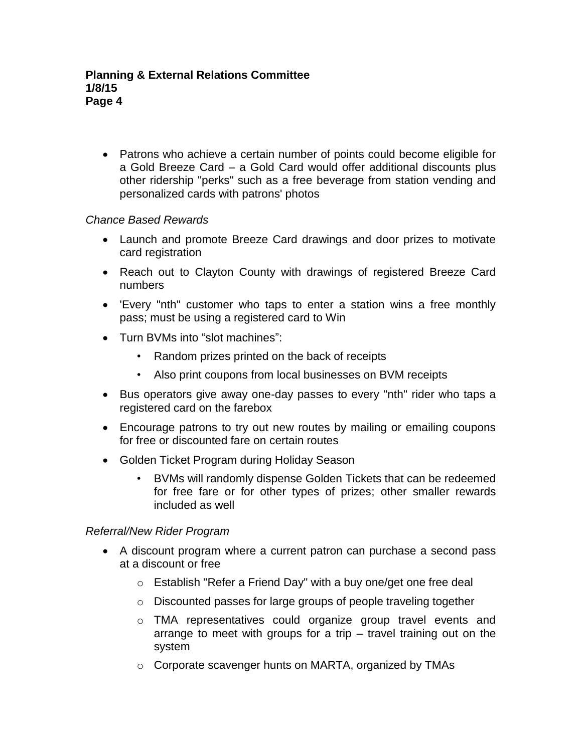- Patrons who achieve a certain number of points could become eligible for a Gold Breeze Card – a Gold Card would offer additional discounts plus other ridership "perks" such as a free beverage from station vending and personalized cards with patrons' photos

*Chance Based Rewards*

- Launch and promote Breeze Card drawings and door prizes to motivate card registration
- Reach out to Clayton County with drawings of registered Breeze Card numbers
- 'Every "nth" customer who taps to enter a station wins a free monthly pass; must be using a registered card to Win
- Turn BVMs into "slot machines":
  - Random prizes printed on the back of receipts
  - Also print coupons from local businesses on BVM receipts
- Bus operators give away one-day passes to every "nth" rider who taps a registered card on the farebox
- Encourage patrons to try out new routes by mailing or emailing coupons for free or discounted fare on certain routes
- Golden Ticket Program during Holiday Season
  - BVMs will randomly dispense Golden Tickets that can be redeemed for free fare or for other types of prizes; other smaller rewards included as well

*Referral/New Rider Program*

- A discount program where a current patron can purchase a second pass at a discount or free
  - Establish "Refer a Friend Day" with a buy one/get one free deal
  - Discounted passes for large groups of people traveling together
  - TMA representatives could organize group travel events and arrange to meet with groups for a trip – travel training out on the system
  - Corporate scavenger hunts on MARTA, organized by TMAs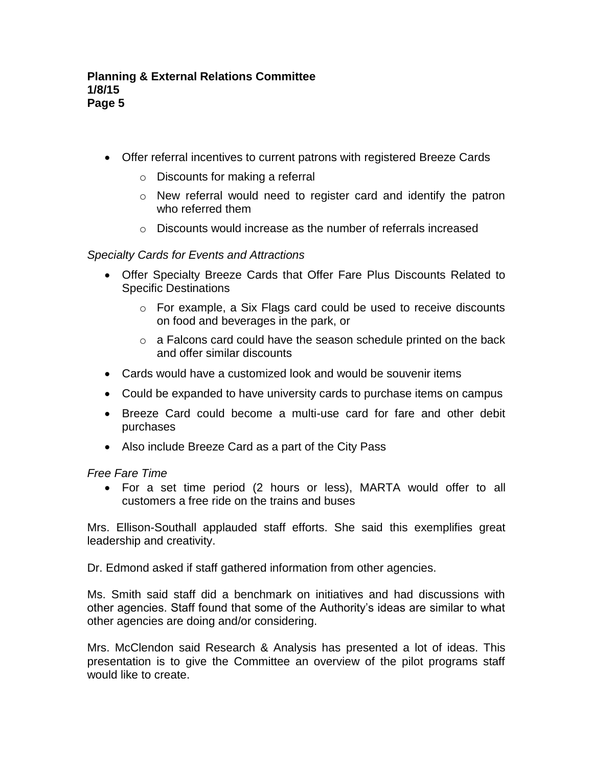- Offer referral incentives to current patrons with registered Breeze Cards
    - Discounts for making a referral
    - New referral would need to register card and identify the patron who referred them
    - Discounts would increase as the number of referrals increased

*Specialty Cards for Events and Attractions*

- Offer Specialty Breeze Cards that Offer Fare Plus Discounts Related to Specific Destinations
    - For example, a Six Flags card could be used to receive discounts on food and beverages in the park, or
    - a Falcons card could have the season schedule printed on the back and offer similar discounts
- Cards would have a customized look and would be souvenir items
- Could be expanded to have university cards to purchase items on campus
- Breeze Card could become a multi-use card for fare and other debit purchases
- Also include Breeze Card as a part of the City Pass

*Free Fare Time*

- For a set time period (2 hours or less), MARTA would offer to all customers a free ride on the trains and buses

Mrs. Ellison-Southall applauded staff efforts. She said this exemplifies great leadership and creativity.

Dr. Edmond asked if staff gathered information from other agencies.

Ms. Smith said staff did a benchmark on initiatives and had discussions with other agencies. Staff found that some of the Authority's ideas are similar to what other agencies are doing and/or considering.

Mrs. McClendon said Research & Analysis has presented a lot of ideas. This presentation is to give the Committee an overview of the pilot programs staff would like to create.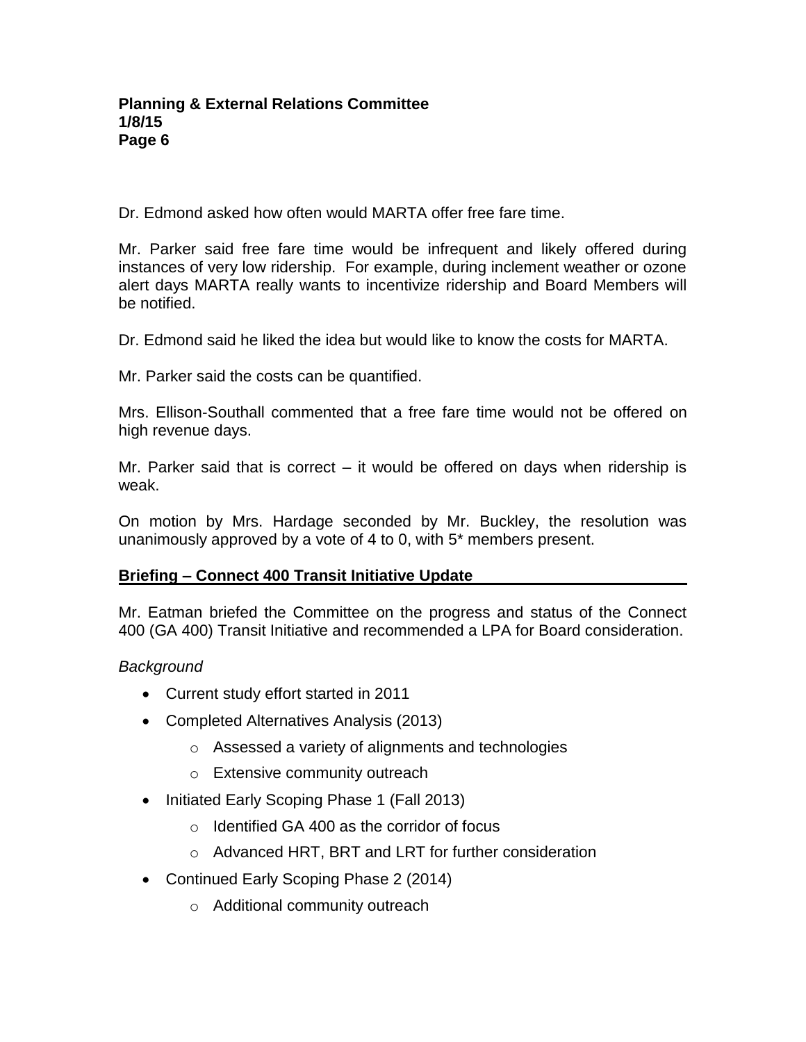Dr. Edmond asked how often would MARTA offer free fare time.

Mr. Parker said free fare time would be infrequent and likely offered during instances of very low ridership. For example, during inclement weather or ozone alert days MARTA really wants to incentivize ridership and Board Members will be notified.

Dr. Edmond said he liked the idea but would like to know the costs for MARTA.

Mr. Parker said the costs can be quantified.

Mrs. Ellison-Southall commented that a free fare time would not be offered on high revenue days.

Mr. Parker said that is correct – it would be offered on days when ridership is weak.

On motion by Mrs. Hardage seconded by Mr. Buckley, the resolution was unanimously approved by a vote of 4 to 0, with 5* members present.

**Briefing – Connect 400 Transit Initiative Update**

Mr. Eatman briefed the Committee on the progress and status of the Connect 400 (GA 400) Transit Initiative and recommended a LPA for Board consideration.

*Background*

- Current study effort started in 2011
- Completed Alternatives Analysis (2013)
  - Assessed a variety of alignments and technologies
  - Extensive community outreach
- Initiated Early Scoping Phase 1 (Fall 2013)
  - Identified GA 400 as the corridor of focus
  - Advanced HRT, BRT and LRT for further consideration
- Continued Early Scoping Phase 2 (2014)
  - Additional community outreach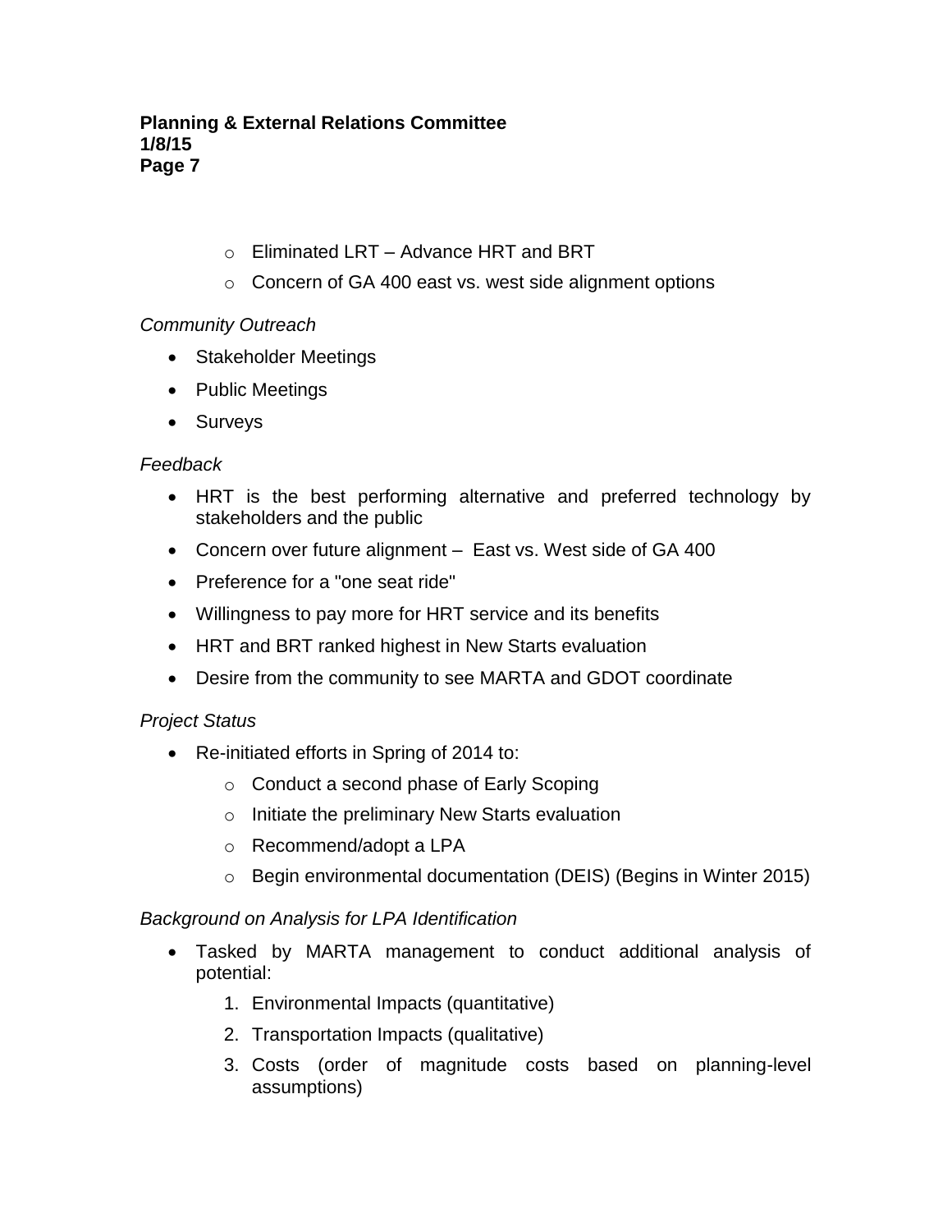- Eliminated LRT – Advance HRT and BRT
  - Concern of GA 400 east vs. west side alignment options

*Community Outreach*

- Stakeholder Meetings
- Public Meetings
- Surveys

*Feedback*

- HRT is the best performing alternative and preferred technology by stakeholders and the public
- Concern over future alignment – East vs. West side of GA 400
- Preference for a "one seat ride"
- Willingness to pay more for HRT service and its benefits
- HRT and BRT ranked highest in New Starts evaluation
- Desire from the community to see MARTA and GDOT coordinate

*Project Status*

- Re-initiated efforts in Spring of 2014 to:
  - Conduct a second phase of Early Scoping
  - Initiate the preliminary New Starts evaluation
  - Recommend/adopt a LPA
  - Begin environmental documentation (DEIS) (Begins in Winter 2015)

*Background on Analysis for LPA Identification*

- Tasked by MARTA management to conduct additional analysis of potential:
  1. Environmental Impacts (quantitative)
  2. Transportation Impacts (qualitative)
  3. Costs (order of magnitude costs based on planning-level assumptions)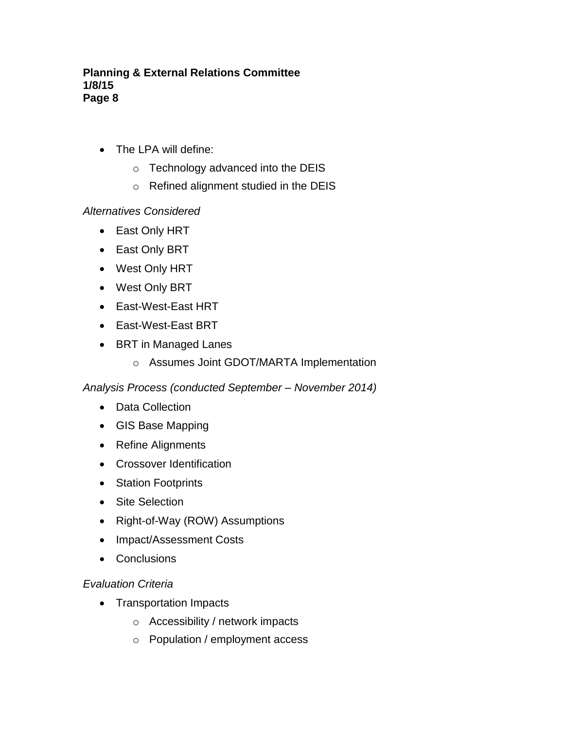- The LPA will define:
  - Technology advanced into the DEIS
  - Refined alignment studied in the DEIS

*Alternatives Considered*

- East Only HRT
- East Only BRT
- West Only HRT
- West Only BRT
- East-West-East HRT
- East-West-East BRT
- BRT in Managed Lanes
  - Assumes Joint GDOT/MARTA Implementation

*Analysis Process (conducted September – November 2014)*

- Data Collection
- GIS Base Mapping
- Refine Alignments
- Crossover Identification
- Station Footprints
- Site Selection
- Right-of-Way (ROW) Assumptions
- Impact/Assessment Costs
- Conclusions

*Evaluation Criteria*

- Transportation Impacts
  - Accessibility / network impacts
  - Population / employment access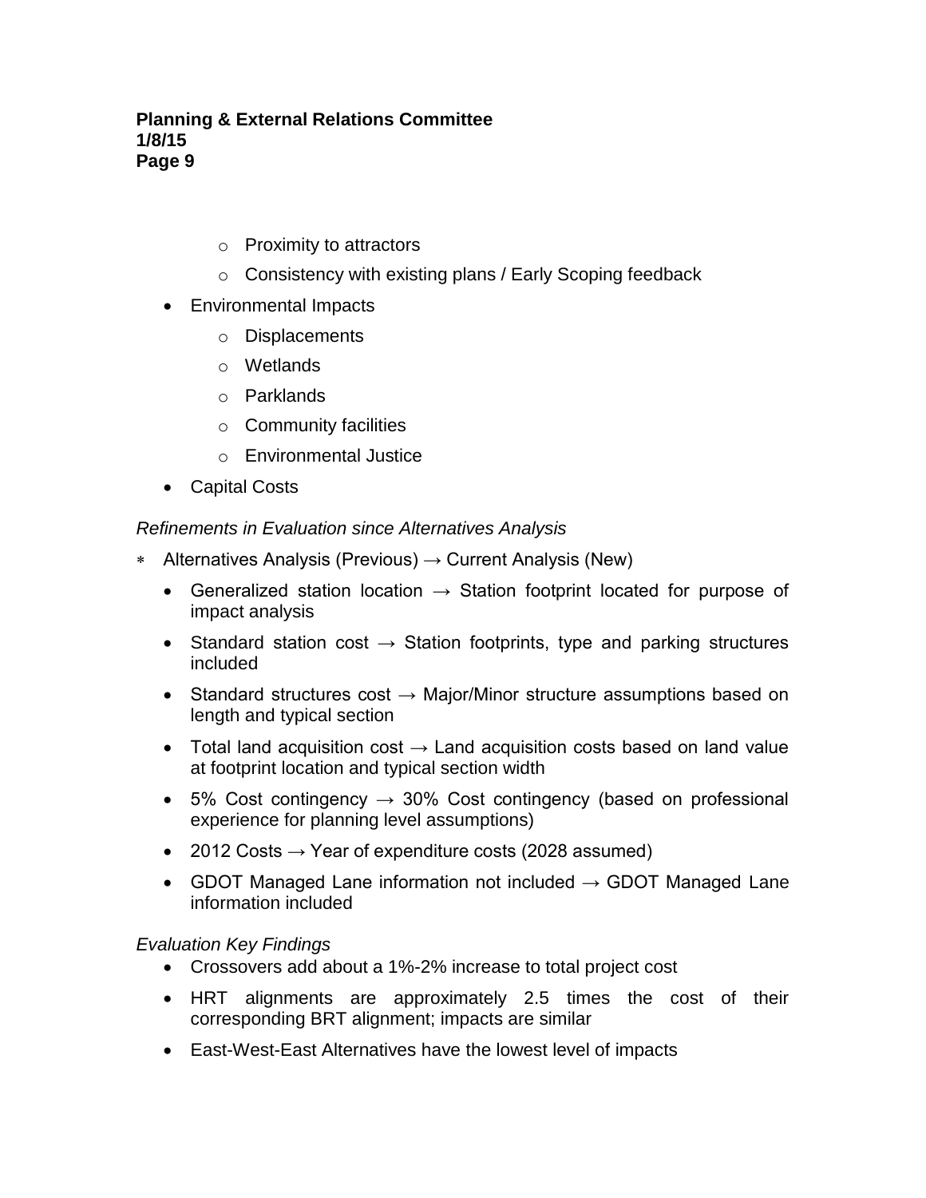- Proximity to attractors
  - Consistency with existing plans / Early Scoping feedback
- Environmental Impacts
  - Displacements
  - Wetlands
  - Parklands
  - Community facilities
  - Environmental Justice
- Capital Costs

*Refinements in Evaluation since Alternatives Analysis*

- Alternatives Analysis (Previous) → Current Analysis (New)
  - Generalized station location → Station footprint located for purpose of impact analysis
  - Standard station cost → Station footprints, type and parking structures included
  - Standard structures cost → Major/Minor structure assumptions based on length and typical section
  - Total land acquisition cost → Land acquisition costs based on land value at footprint location and typical section width
  - 5% Cost contingency → 30% Cost contingency (based on professional experience for planning level assumptions)
  - 2012 Costs → Year of expenditure costs (2028 assumed)
  - GDOT Managed Lane information not included → GDOT Managed Lane information included

*Evaluation Key Findings*

- Crossovers add about a 1%-2% increase to total project cost
- HRT alignments are approximately 2.5 times the cost of their corresponding BRT alignment; impacts are similar
- East-West-East Alternatives have the lowest level of impacts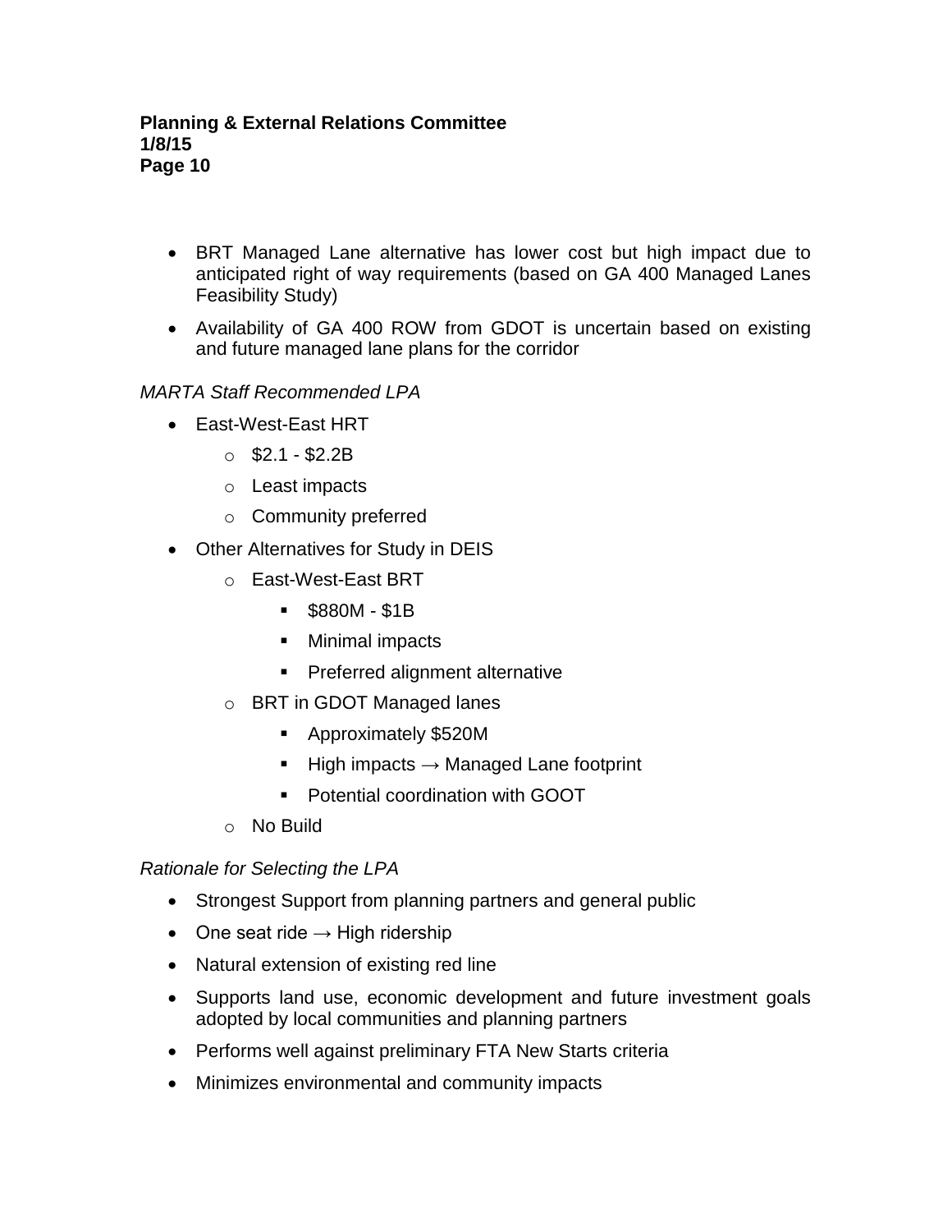- BRT Managed Lane alternative has lower cost but high impact due to anticipated right of way requirements (based on GA 400 Managed Lanes Feasibility Study)
- Availability of GA 400 ROW from GDOT is uncertain based on existing and future managed lane plans for the corridor

*MARTA Staff Recommended LPA*

- East-West-East HRT
  - $2.1 - $2.2B
  - Least impacts
  - Community preferred
- Other Alternatives for Study in DEIS
  - East-West-East BRT
    - $880M - $1B
    - Minimal impacts
    - Preferred alignment alternative
  - BRT in GDOT Managed lanes
    - Approximately $520M
    - High impacts → Managed Lane footprint
    - Potential coordination with GOOT
  - No Build

*Rationale for Selecting the LPA*

- Strongest Support from planning partners and general public
- One seat ride → High ridership
- Natural extension of existing red line
- Supports land use, economic development and future investment goals adopted by local communities and planning partners
- Performs well against preliminary FTA New Starts criteria
- Minimizes environmental and community impacts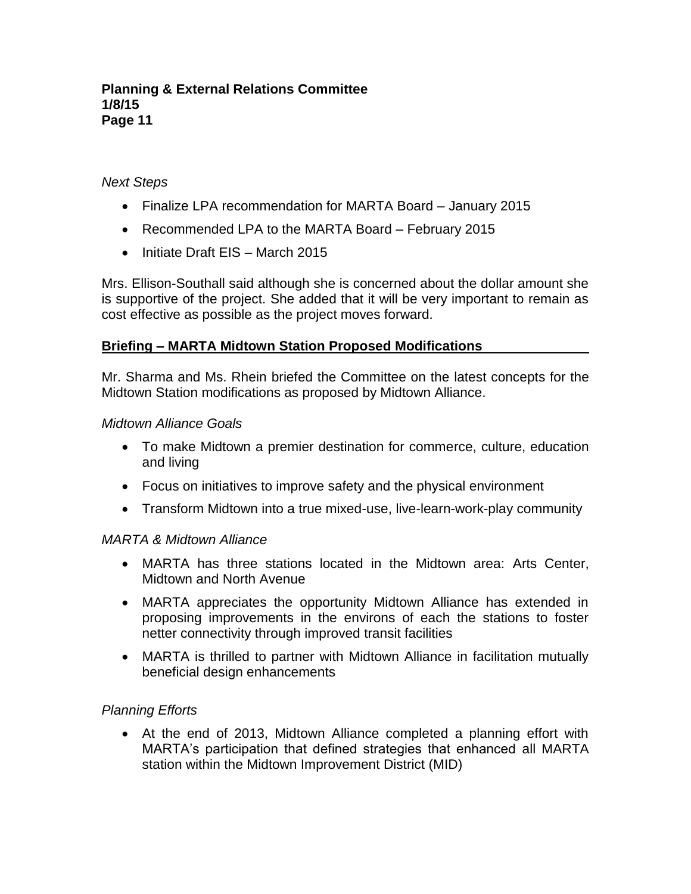*Next Steps*

- Finalize LPA recommendation for MARTA Board – January 2015
- Recommended LPA to the MARTA Board – February 2015
- Initiate Draft EIS – March 2015

Mrs. Ellison-Southall said although she is concerned about the dollar amount she is supportive of the project. She added that it will be very important to remain as cost effective as possible as the project moves forward.

**Briefing – MARTA Midtown Station Proposed Modifications**

Mr. Sharma and Ms. Rhein briefed the Committee on the latest concepts for the Midtown Station modifications as proposed by Midtown Alliance.

*Midtown Alliance Goals*

- To make Midtown a premier destination for commerce, culture, education and living
- Focus on initiatives to improve safety and the physical environment
- Transform Midtown into a true mixed-use, live-learn-work-play community

*MARTA & Midtown Alliance*

- MARTA has three stations located in the Midtown area: Arts Center, Midtown and North Avenue
- MARTA appreciates the opportunity Midtown Alliance has extended in proposing improvements in the environs of each the stations to foster netter connectivity through improved transit facilities
- MARTA is thrilled to partner with Midtown Alliance in facilitation mutually beneficial design enhancements

*Planning Efforts*

- At the end of 2013, Midtown Alliance completed a planning effort with MARTA's participation that defined strategies that enhanced all MARTA station within the Midtown Improvement District (MID)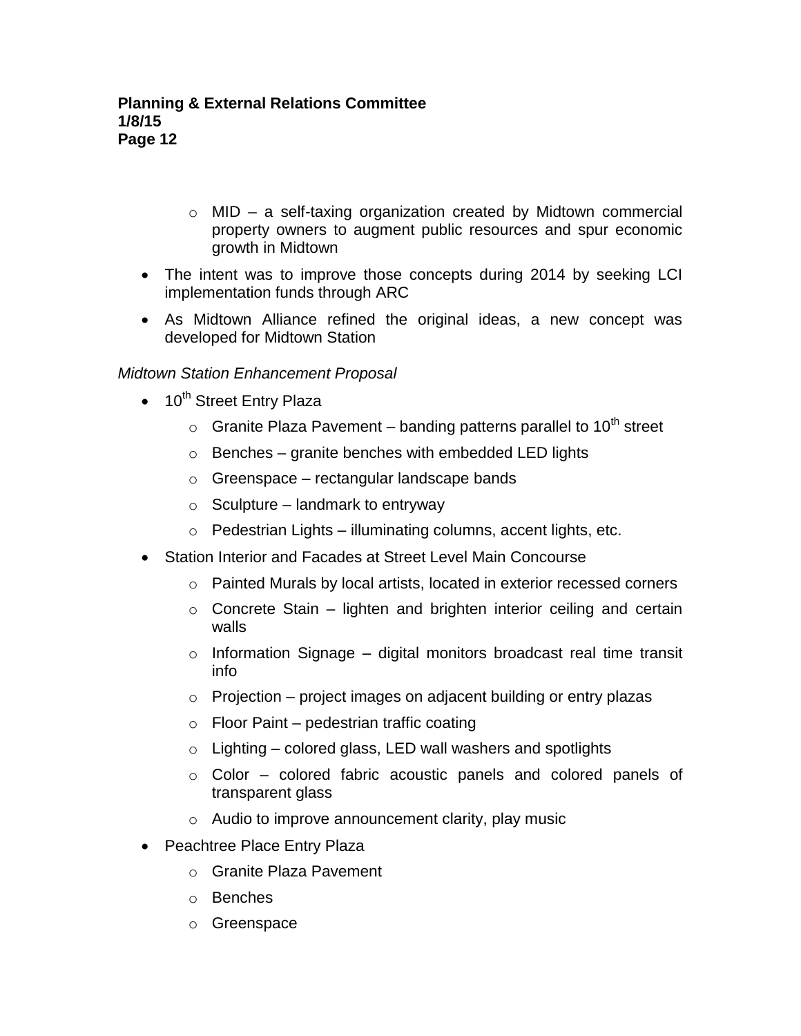- MID – a self-taxing organization created by Midtown commercial property owners to augment public resources and spur economic growth in Midtown

- The intent was to improve those concepts during 2014 by seeking LCI implementation funds through ARC
- As Midtown Alliance refined the original ideas, a new concept was developed for Midtown Station

*Midtown Station Enhancement Proposal*

- 10th Street Entry Plaza
  - Granite Plaza Pavement – banding patterns parallel to 10th street
  - Benches – granite benches with embedded LED lights
  - Greenspace – rectangular landscape bands
  - Sculpture – landmark to entryway
  - Pedestrian Lights – illuminating columns, accent lights, etc.
- Station Interior and Facades at Street Level Main Concourse
  - Painted Murals by local artists, located in exterior recessed corners
  - Concrete Stain – lighten and brighten interior ceiling and certain walls
  - Information Signage – digital monitors broadcast real time transit info
  - Projection – project images on adjacent building or entry plazas
  - Floor Paint – pedestrian traffic coating
  - Lighting – colored glass, LED wall washers and spotlights
  - Color – colored fabric acoustic panels and colored panels of transparent glass
  - Audio to improve announcement clarity, play music
- Peachtree Place Entry Plaza
  - Granite Plaza Pavement
  - Benches
  - Greenspace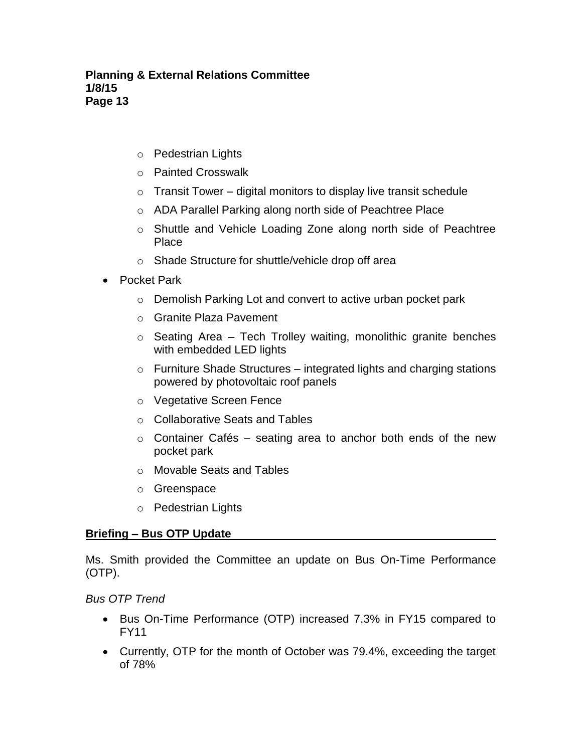- Pedestrian Lights
  - Painted Crosswalk
  - Transit Tower – digital monitors to display live transit schedule
  - ADA Parallel Parking along north side of Peachtree Place
  - Shuttle and Vehicle Loading Zone along north side of Peachtree Place
  - Shade Structure for shuttle/vehicle drop off area
- Pocket Park
  - Demolish Parking Lot and convert to active urban pocket park
  - Granite Plaza Pavement
  - Seating Area – Tech Trolley waiting, monolithic granite benches with embedded LED lights
  - Furniture Shade Structures – integrated lights and charging stations powered by photovoltaic roof panels
  - Vegetative Screen Fence
  - Collaborative Seats and Tables
  - Container Cafés – seating area to anchor both ends of the new pocket park
  - Movable Seats and Tables
  - Greenspace
  - Pedestrian Lights

**Briefing – Bus OTP Update**

Ms. Smith provided the Committee an update on Bus On-Time Performance (OTP).

*Bus OTP Trend*

- Bus On-Time Performance (OTP) increased 7.3% in FY15 compared to FY11
- Currently, OTP for the month of October was 79.4%, exceeding the target of 78%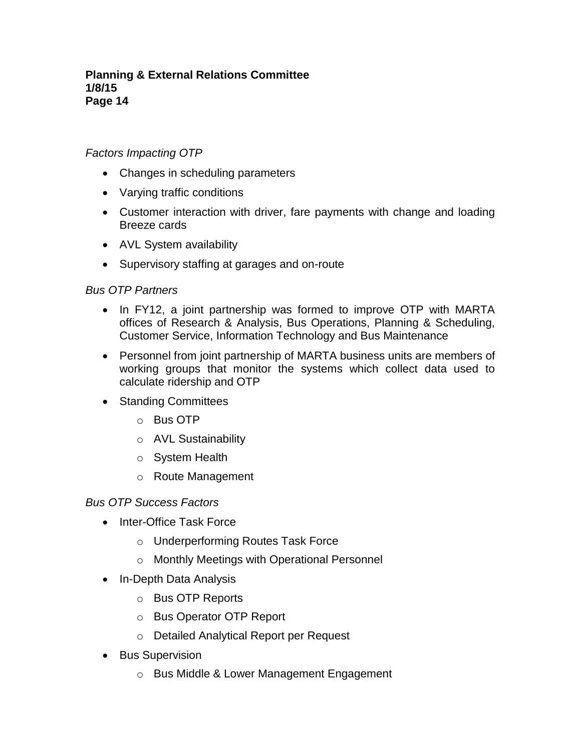*Factors Impacting OTP*

- Changes in scheduling parameters
- Varying traffic conditions
- Customer interaction with driver, fare payments with change and loading Breeze cards
- AVL System availability
- Supervisory staffing at garages and on-route

*Bus OTP Partners*

- In FY12, a joint partnership was formed to improve OTP with MARTA offices of Research & Analysis, Bus Operations, Planning & Scheduling, Customer Service, Information Technology and Bus Maintenance
- Personnel from joint partnership of MARTA business units are members of working groups that monitor the systems which collect data used to calculate ridership and OTP
- Standing Committees
    - Bus OTP
    - AVL Sustainability
    - System Health
    - Route Management

*Bus OTP Success Factors*

- Inter-Office Task Force
    - Underperforming Routes Task Force
    - Monthly Meetings with Operational Personnel
- In-Depth Data Analysis
    - Bus OTP Reports
    - Bus Operator OTP Report
    - Detailed Analytical Report per Request
- Bus Supervision
    - Bus Middle & Lower Management Engagement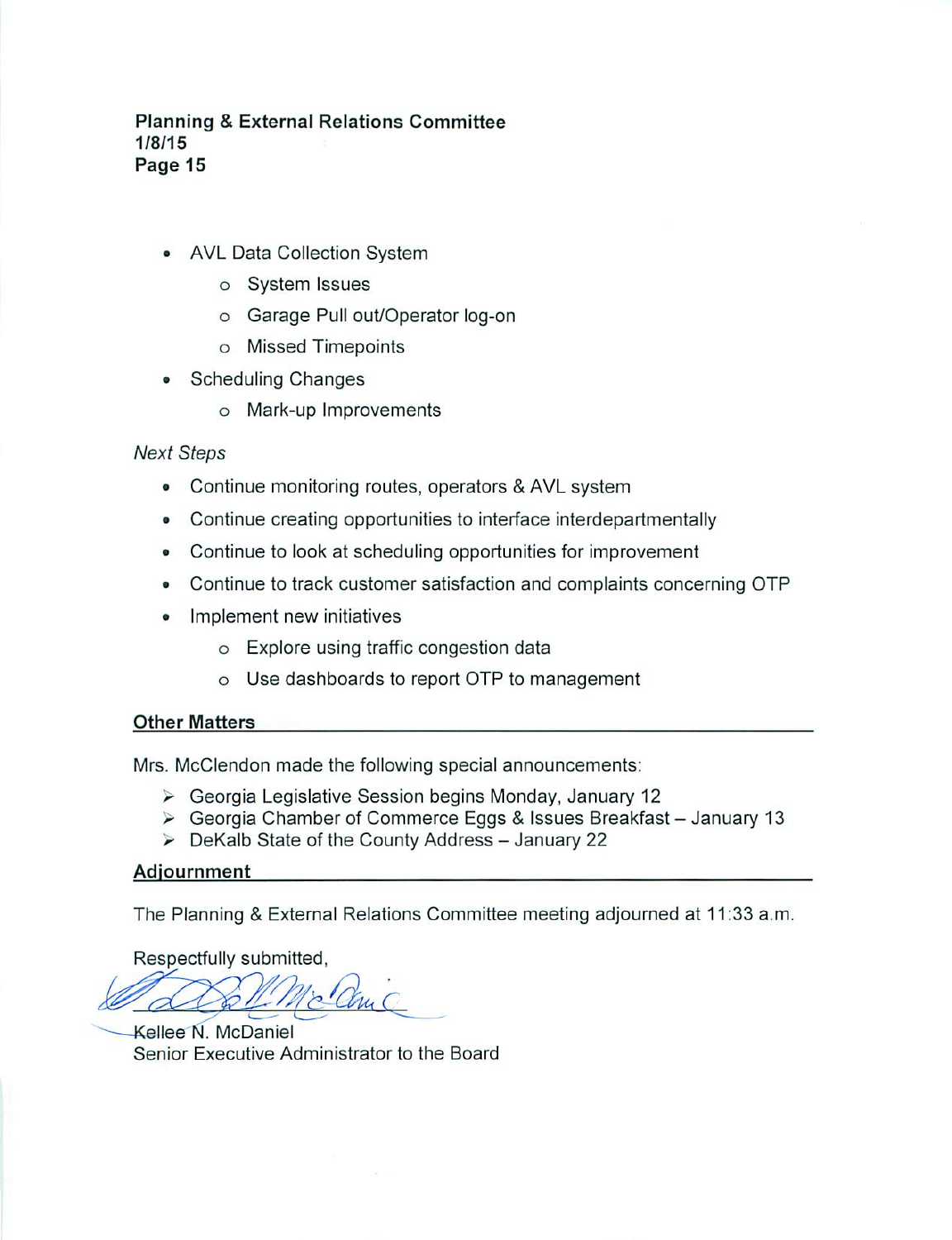- AVL Data Collection System
  - System Issues
  - Garage Pull out/Operator log-on
  - Missed Timepoints
- Scheduling Changes
  - Mark-up Improvements

*Next Steps*

- Continue monitoring routes, operators & AVL system
- Continue creating opportunities to interface interdepartmentally
- Continue to look at scheduling opportunities for improvement
- Continue to track customer satisfaction and complaints concerning OTP
- Implement new initiatives
  - Explore using traffic congestion data
  - Use dashboards to report OTP to management

**Other Matters**

Mrs. McClendon made the following special announcements:

- Georgia Legislative Session begins Monday, January 12
- Georgia Chamber of Commerce Eggs & Issues Breakfast – January 13
- DeKalb State of the County Address – January 22

**Adjournment**

The Planning & External Relations Committee meeting adjourned at 11:33 a.m.

Respectfully submitted,

Kellee N. McDaniel
Senior Executive Administrator to the Board